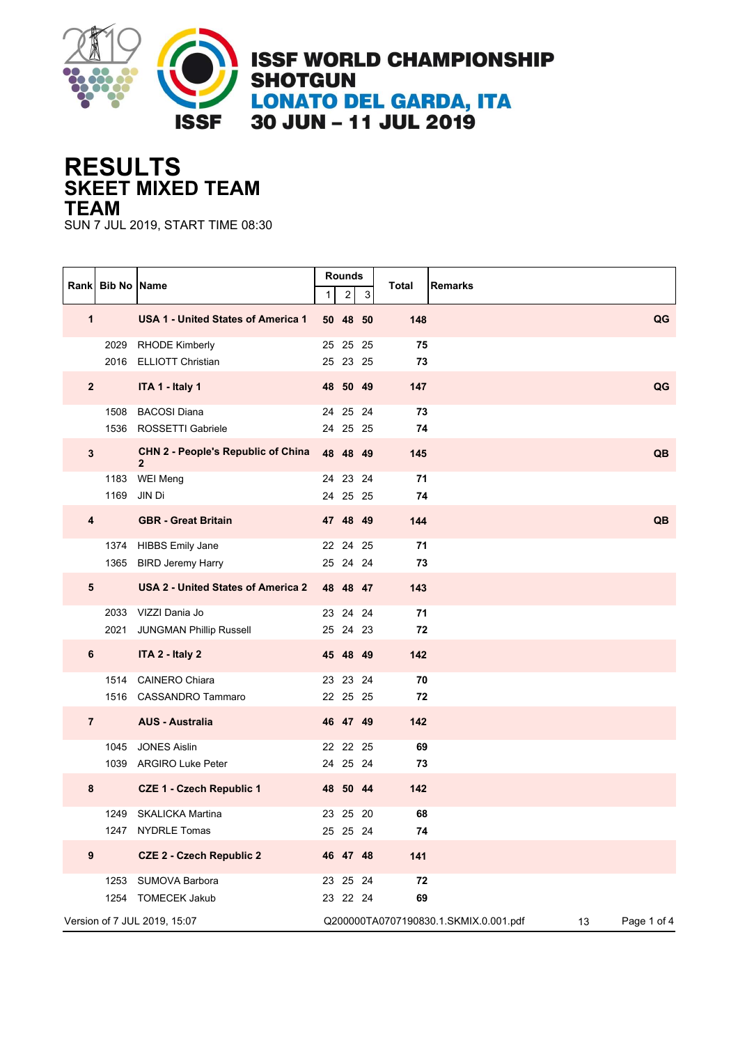# ISSF WORLD CHAMPIONSHIP SHOTGUN
## LONATO DEL GARDA, ITA
## 30 JUN – 11 JUL 2019

# RESULTS
## SKEET MIXED TEAM
## TEAM

SUN 7 JUL 2019, START TIME 08:30

| Rank | Bib No | Name | Rounds 1 | 2 | 3 | Total | Remarks |
|---|---|---|---|---|---|---|---|
| **1** | | **USA 1 - United States of America 1** | **50** | **48** | **50** | **148** | **QG** |
| | 2029 | RHODE Kimberly | 25 | 25 | 25 | **75** | |
| | 2016 | ELLIOTT Christian | 25 | 23 | 25 | **73** | |
| **2** | | **ITA 1 - Italy 1** | **48** | **50** | **49** | **147** | **QG** |
| | 1508 | BACOSI Diana | 24 | 25 | 24 | **73** | |
| | 1536 | ROSSETTI Gabriele | 24 | 25 | 25 | **74** | |
| **3** | | **CHN 2 - People's Republic of China 2** | **48** | **48** | **49** | **145** | **QB** |
| | 1183 | WEI Meng | 24 | 23 | 24 | **71** | |
| | 1169 | JIN Di | 24 | 25 | 25 | **74** | |
| **4** | | **GBR - Great Britain** | **47** | **48** | **49** | **144** | **QB** |
| | 1374 | HIBBS Emily Jane | 22 | 24 | 25 | **71** | |
| | 1365 | BIRD Jeremy Harry | 25 | 24 | 24 | **73** | |
| **5** | | **USA 2 - United States of America 2** | **48** | **48** | **47** | **143** | |
| | 2033 | VIZZI Dania Jo | 23 | 24 | 24 | **71** | |
| | 2021 | JUNGMAN Phillip Russell | 25 | 24 | 23 | **72** | |
| **6** | | **ITA 2 - Italy 2** | **45** | **48** | **49** | **142** | |
| | 1514 | CAINERO Chiara | 23 | 23 | 24 | **70** | |
| | 1516 | CASSANDRO Tammaro | 22 | 25 | 25 | **72** | |
| **7** | | **AUS - Australia** | **46** | **47** | **49** | **142** | |
| | 1045 | JONES Aislin | 22 | 22 | 25 | **69** | |
| | 1039 | ARGIRO Luke Peter | 24 | 25 | 24 | **73** | |
| **8** | | **CZE 1 - Czech Republic 1** | **48** | **50** | **44** | **142** | |
| | 1249 | SKALICKA Martina | 23 | 25 | 20 | **68** | |
| | 1247 | NYDRLE Tomas | 25 | 25 | 24 | **74** | |
| **9** | | **CZE 2 - Czech Republic 2** | **46** | **47** | **48** | **141** | |
| | 1253 | SUMOVA Barbora | 23 | 25 | 24 | **72** | |
| | 1254 | TOMECEK Jakub | 23 | 22 | 24 | **69** | |

Version of 7 JUL 2019, 15:07 Q200000TA0707190830.1.SKMIX.0.001.pdf 13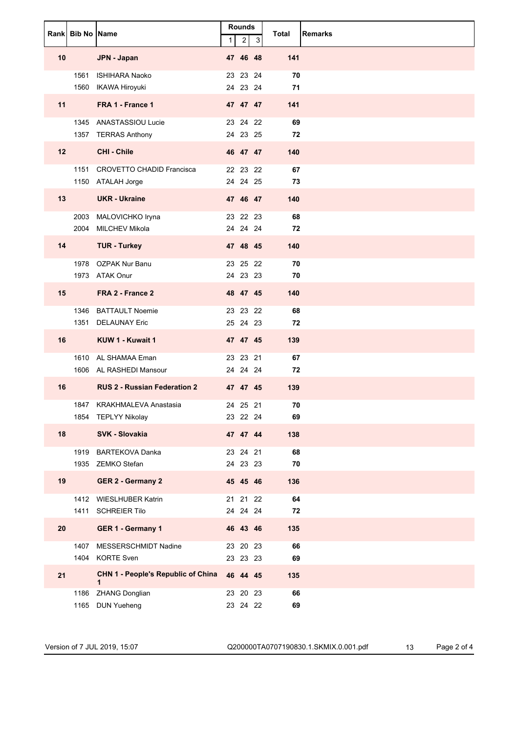| Rank | Bib No | Name | Rounds | | | Total | Remarks |
|---|---|---|---|---|---|---|---|
| | | | 1 | 2 | 3 | | |
| **10** | | **JPN - Japan** | **47** | **46** | **48** | **141** | |
| | 1561 | ISHIHARA Naoko | 23 | 23 | 24 | **70** | |
| | 1560 | IKAWA Hiroyuki | 24 | 23 | 24 | **71** | |
| **11** | | **FRA 1 - France 1** | **47** | **47** | **47** | **141** | |
| | 1345 | ANASTASSIOU Lucie | 23 | 24 | 22 | **69** | |
| | 1357 | TERRAS Anthony | 24 | 23 | 25 | **72** | |
| **12** | | **CHI - Chile** | **46** | **47** | **47** | **140** | |
| | 1151 | CROVETTO CHADID Francisca | 22 | 23 | 22 | **67** | |
| | 1150 | ATALAH Jorge | 24 | 24 | 25 | **73** | |
| **13** | | **UKR - Ukraine** | **47** | **46** | **47** | **140** | |
| | 2003 | MALOVICHKO Iryna | 23 | 22 | 23 | **68** | |
| | 2004 | MILCHEV Mikola | 24 | 24 | 24 | **72** | |
| **14** | | **TUR - Turkey** | **47** | **48** | **45** | **140** | |
| | 1978 | OZPAK Nur Banu | 23 | 25 | 22 | **70** | |
| | 1973 | ATAK Onur | 24 | 23 | 23 | **70** | |
| **15** | | **FRA 2 - France 2** | **48** | **47** | **45** | **140** | |
| | 1346 | BATTAULT Noemie | 23 | 23 | 22 | **68** | |
| | 1351 | DELAUNAY Eric | 25 | 24 | 23 | **72** | |
| **16** | | **KUW 1 - Kuwait 1** | **47** | **47** | **45** | **139** | |
| | 1610 | AL SHAMAA Eman | 23 | 23 | 21 | **67** | |
| | 1606 | AL RASHEDI Mansour | 24 | 24 | 24 | **72** | |
| **16** | | **RUS 2 - Russian Federation 2** | **47** | **47** | **45** | **139** | |
| | 1847 | KRAKHMALEVA Anastasia | 24 | 25 | 21 | **70** | |
| | 1854 | TEPLYY Nikolay | 23 | 22 | 24 | **69** | |
| **18** | | **SVK - Slovakia** | **47** | **47** | **44** | **138** | |
| | 1919 | BARTEKOVA Danka | 23 | 24 | 21 | **68** | |
| | 1935 | ZEMKO Stefan | 24 | 23 | 23 | **70** | |
| **19** | | **GER 2 - Germany 2** | **45** | **45** | **46** | **136** | |
| | 1412 | WIESLHUBER Katrin | 21 | 21 | 22 | **64** | |
| | 1411 | SCHREIER Tilo | 24 | 24 | 24 | **72** | |
| **20** | | **GER 1 - Germany 1** | **46** | **43** | **46** | **135** | |
| | 1407 | MESSERSCHMIDT Nadine | 23 | 20 | 23 | **66** | |
| | 1404 | KORTE Sven | 23 | 23 | 23 | **69** | |
| **21** | | **CHN 1 - People's Republic of China 1** | **46** | **44** | **45** | **135** | |
| | 1186 | ZHANG Donglian | 23 | 20 | 23 | **66** | |
| | 1165 | DUN Yueheng | 23 | 24 | 22 | **69** | |

Version of 7 JUL 2019, 15:07 Q200000TA0707190830.1.SKMIX.0.001.pdf 13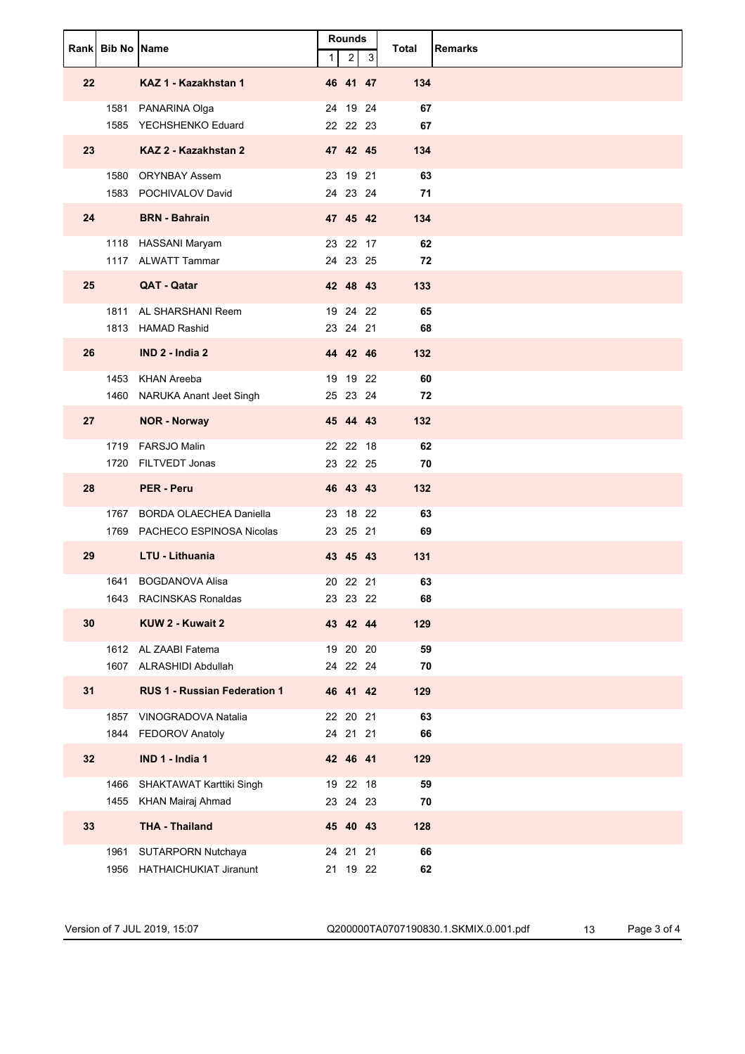| Rank | Bib No | Name | Rounds | | | Total | Remarks |
|---|---|---|---|---|---|---|---|
| | | | 1 | 2 | 3 | | |
| **22** | | **KAZ 1 - Kazakhstan 1** | **46** | **41** | **47** | **134** | |
| | 1581 | PANARINA Olga | 24 | 19 | 24 | **67** | |
| | 1585 | YECHSHENKO Eduard | 22 | 22 | 23 | **67** | |
| **23** | | **KAZ 2 - Kazakhstan 2** | **47** | **42** | **45** | **134** | |
| | 1580 | ORYNBAY Assem | 23 | 19 | 21 | **63** | |
| | 1583 | POCHIVALOV David | 24 | 23 | 24 | **71** | |
| **24** | | **BRN - Bahrain** | **47** | **45** | **42** | **134** | |
| | 1118 | HASSANI Maryam | 23 | 22 | 17 | **62** | |
| | 1117 | ALWATT Tammar | 24 | 23 | 25 | **72** | |
| **25** | | **QAT - Qatar** | **42** | **48** | **43** | **133** | |
| | 1811 | AL SHARSHANI Reem | 19 | 24 | 22 | **65** | |
| | 1813 | HAMAD Rashid | 23 | 24 | 21 | **68** | |
| **26** | | **IND 2 - India 2** | **44** | **42** | **46** | **132** | |
| | 1453 | KHAN Areeba | 19 | 19 | 22 | **60** | |
| | 1460 | NARUKA Anant Jeet Singh | 25 | 23 | 24 | **72** | |
| **27** | | **NOR - Norway** | **45** | **44** | **43** | **132** | |
| | 1719 | FARSJO Malin | 22 | 22 | 18 | **62** | |
| | 1720 | FILTVEDT Jonas | 23 | 22 | 25 | **70** | |
| **28** | | **PER - Peru** | **46** | **43** | **43** | **132** | |
| | 1767 | BORDA OLAECHEA Daniella | 23 | 18 | 22 | **63** | |
| | 1769 | PACHECO ESPINOSA Nicolas | 23 | 25 | 21 | **69** | |
| **29** | | **LTU - Lithuania** | **43** | **45** | **43** | **131** | |
| | 1641 | BOGDANOVA Alisa | 20 | 22 | 21 | **63** | |
| | 1643 | RACINSKAS Ronaldas | 23 | 23 | 22 | **68** | |
| **30** | | **KUW 2 - Kuwait 2** | **43** | **42** | **44** | **129** | |
| | 1612 | AL ZAABI Fatema | 19 | 20 | 20 | **59** | |
| | 1607 | ALRASHIDI Abdullah | 24 | 22 | 24 | **70** | |
| **31** | | **RUS 1 - Russian Federation 1** | **46** | **41** | **42** | **129** | |
| | 1857 | VINOGRADOVA Natalia | 22 | 20 | 21 | **63** | |
| | 1844 | FEDOROV Anatoly | 24 | 21 | 21 | **66** | |
| **32** | | **IND 1 - India 1** | **42** | **46** | **41** | **129** | |
| | 1466 | SHAKTAWAT Karttiki Singh | 19 | 22 | 18 | **59** | |
| | 1455 | KHAN Mairaj Ahmad | 23 | 24 | 23 | **70** | |
| **33** | | **THA - Thailand** | **45** | **40** | **43** | **128** | |
| | 1961 | SUTARPORN Nutchaya | 24 | 21 | 21 | **66** | |
| | 1956 | HATHAICHUKIAT Jiranunt | 21 | 19 | 22 | **62** | |

Version of 7 JUL 2019, 15:07 Q200000TA0707190830.1.SKMIX.0.001.pdf 13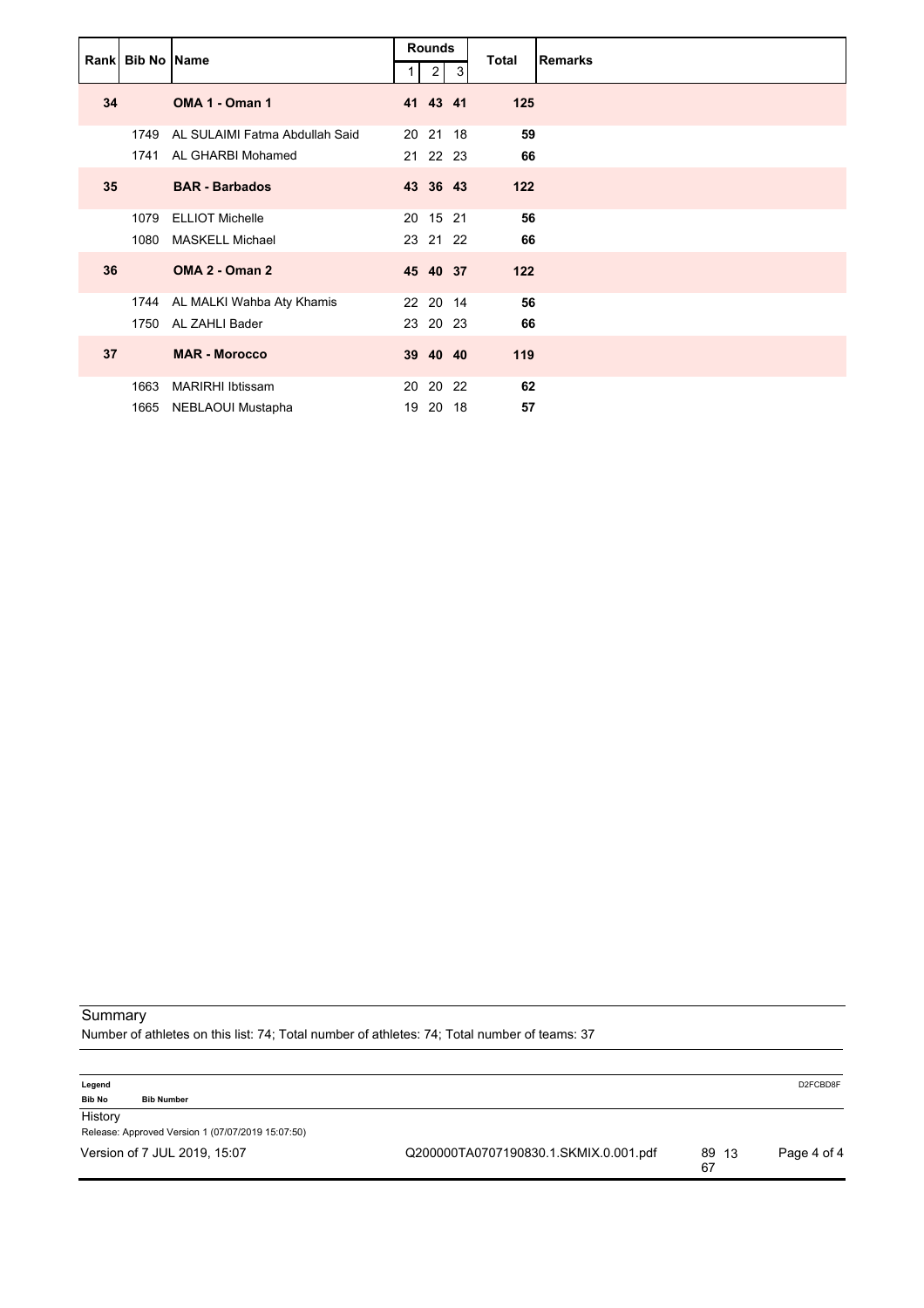| Rank | Bib No | Name | Rounds | | | Total | Remarks |
|---|---|---|---|---|---|---|---|
| | | | 1 | 2 | 3 | | |
| **34** | | **OMA 1 - Oman 1** | **41** | **43** | **41** | **125** | |
| | 1749 | AL SULAIMI Fatma Abdullah Said | 20 | 21 | 18 | **59** | |
| | 1741 | AL GHARBI Mohamed | 21 | 22 | 23 | **66** | |
| **35** | | **BAR - Barbados** | **43** | **36** | **43** | **122** | |
| | 1079 | ELLIOT Michelle | 20 | 15 | 21 | **56** | |
| | 1080 | MASKELL Michael | 23 | 21 | 22 | **66** | |
| **36** | | **OMA 2 - Oman 2** | **45** | **40** | **37** | **122** | |
| | 1744 | AL MALKI Wahba Aty Khamis | 22 | 20 | 14 | **56** | |
| | 1750 | AL ZAHLI Bader | 23 | 20 | 23 | **66** | |
| **37** | | **MAR - Morocco** | **39** | **40** | **40** | **119** | |
| | 1663 | MARIRHI Ibtissam | 20 | 20 | 22 | **62** | |
| | 1665 | NEBLAOUI Mustapha | 19 | 20 | 18 | **57** | |

Summary

Number of athletes on this list: 74; Total number of athletes: 74; Total number of teams: 37

**Legend**

**Bib No** **Bib Number**

History

Release: Approved Version 1 (07/07/2019 15:07:50)

Version of 7 JUL 2019, 15:07 Q200000TA0707190830.1.SKMIX.0.001.pdf 89 13 67 D2FCBD8F